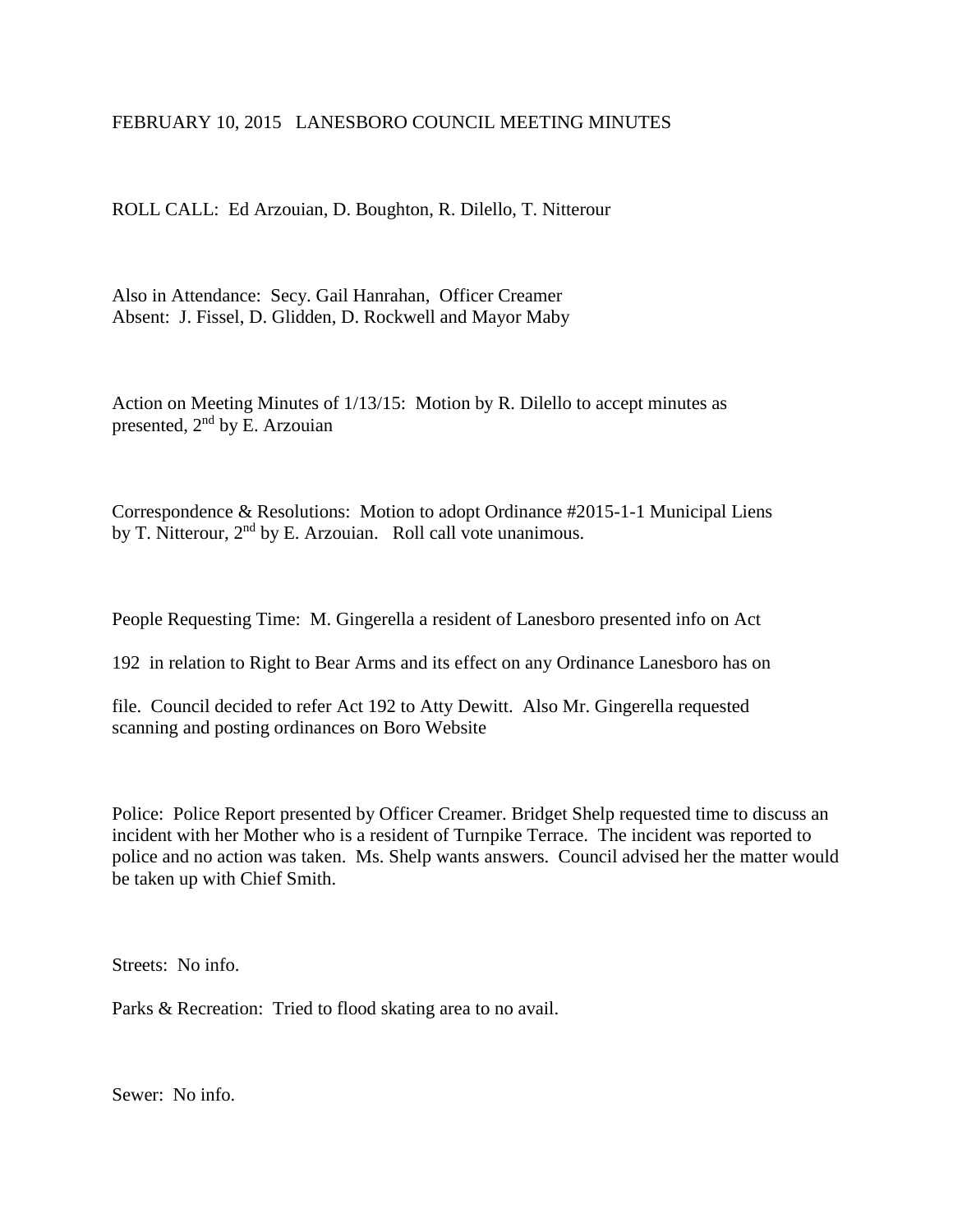# FEBRUARY 10, 2015 LANESBORO COUNCIL MEETING MINUTES

ROLL CALL: Ed Arzouian, D. Boughton, R. Dilello, T. Nitterour

Also in Attendance: Secy. Gail Hanrahan, Officer Creamer
Absent: J. Fissel, D. Glidden, D. Rockwell and Mayor Maby

Action on Meeting Minutes of 1/13/15: Motion by R. Dilello to accept minutes as presented, 2nd by E. Arzouian

Correspondence & Resolutions: Motion to adopt Ordinance #2015-1-1 Municipal Liens by T. Nitterour, 2nd by E. Arzouian. Roll call vote unanimous.

People Requesting Time: M. Gingerella a resident of Lanesboro presented info on Act 192 in relation to Right to Bear Arms and its effect on any Ordinance Lanesboro has on file. Council decided to refer Act 192 to Atty Dewitt. Also Mr. Gingerella requested scanning and posting ordinances on Boro Website

Police: Police Report presented by Officer Creamer. Bridget Shelp requested time to discuss an incident with her Mother who is a resident of Turnpike Terrace. The incident was reported to police and no action was taken. Ms. Shelp wants answers. Council advised her the matter would be taken up with Chief Smith.

Streets: No info.

Parks & Recreation: Tried to flood skating area to no avail.

Sewer: No info.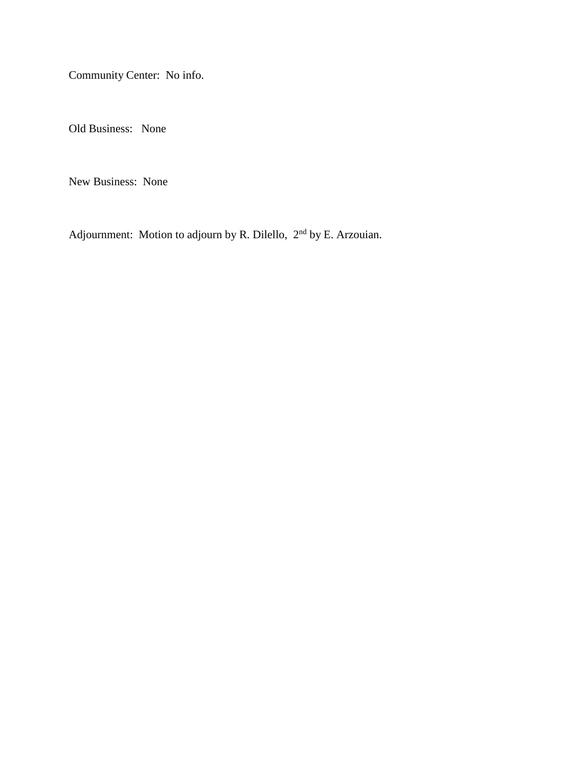Community Center: No info.

Old Business: None

New Business: None

Adjournment: Motion to adjourn by R. Dilello, 2nd by E. Arzouian.